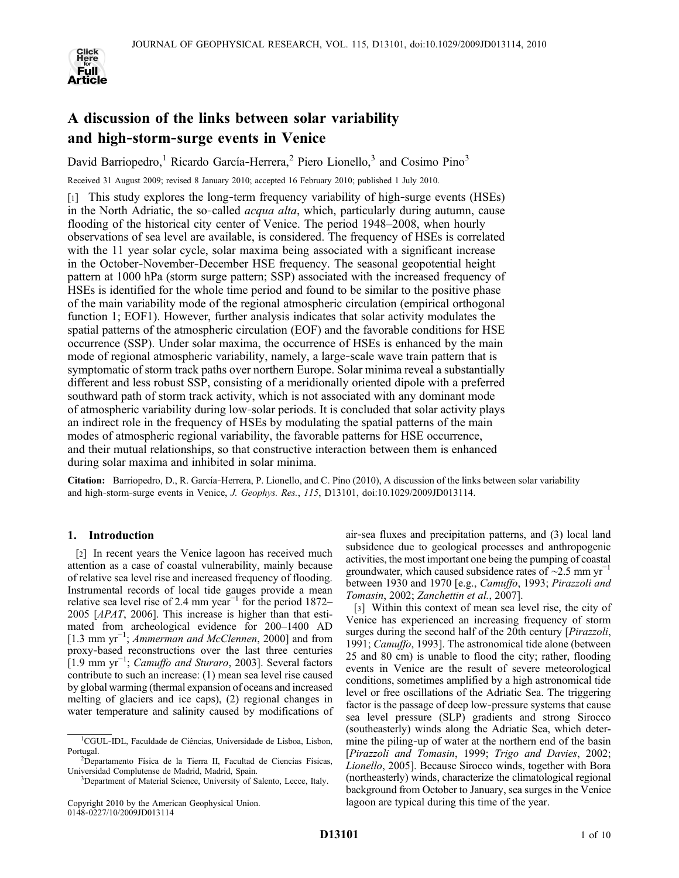# A discussion of the links between solar variability and high-storm-surge events in Venice

David Barriopedro,[1] Ricardo García-Herrera,[2] Piero Lionello,[3] and Cosimo Pino[3]

Received 31 August 2009; revised 8 January 2010; accepted 16 February 2010; published 1 July 2010.

[1] This study explores the long-term frequency variability of high-surge events (HSEs) in the North Adriatic, the so-called *acqua alta*, which, particularly during autumn, cause flooding of the historical city center of Venice. The period 1948–2008, when hourly observations of sea level are available, is considered. The frequency of HSEs is correlated with the 11 year solar cycle, solar maxima being associated with a significant increase in the October-November-December HSE frequency. The seasonal geopotential height pattern at 1000 hPa (storm surge pattern; SSP) associated with the increased frequency of HSEs is identified for the whole time period and found to be similar to the positive phase of the main variability mode of the regional atmospheric circulation (empirical orthogonal function 1; EOF1). However, further analysis indicates that solar activity modulates the spatial patterns of the atmospheric circulation (EOF) and the favorable conditions for HSE occurrence (SSP). Under solar maxima, the occurrence of HSEs is enhanced by the main mode of regional atmospheric variability, namely, a large-scale wave train pattern that is symptomatic of storm track paths over northern Europe. Solar minima reveal a substantially different and less robust SSP, consisting of a meridionally oriented dipole with a preferred southward path of storm track activity, which is not associated with any dominant mode of atmospheric variability during low-solar periods. It is concluded that solar activity plays an indirect role in the frequency of HSEs by modulating the spatial patterns of the main modes of atmospheric regional variability, the favorable patterns for HSE occurrence, and their mutual relationships, so that constructive interaction between them is enhanced during solar maxima and inhibited in solar minima.

**Citation:** Barriopedro, D., R. García-Herrera, P. Lionello, and C. Pino (2010), A discussion of the links between solar variability and high-storm-surge events in Venice, *J. Geophys. Res.*, *115*, D13101, doi:10.1029/2009JD013114.

## 1. Introduction

[2] In recent years the Venice lagoon has received much attention as a case of coastal vulnerability, mainly because of relative sea level rise and increased frequency of flooding. Instrumental records of local tide gauges provide a mean relative sea level rise of 2.4 mm year$^{-1}$ for the period 1872–2005 [*APAT*, 2006]. This increase is higher than that estimated from archeological evidence for 200–1400 AD [1.3 mm yr$^{-1}$; *Ammerman and McClennen*, 2000] and from proxy-based reconstructions over the last three centuries [1.9 mm yr$^{-1}$; *Camuffo and Sturaro*, 2003]. Several factors contribute to such an increase: (1) mean sea level rise caused by global warming (thermal expansion of oceans and increased melting of glaciers and ice caps), (2) regional changes in water temperature and salinity caused by modifications of air-sea fluxes and precipitation patterns, and (3) local land subsidence due to geological processes and anthropogenic activities, the most important one being the pumping of coastal groundwater, which caused subsidence rates of ~2.5 mm yr$^{-1}$ between 1930 and 1970 [e.g., *Camuffo*, 1993; *Pirazzoli and Tomasin*, 2002; *Zanchettin et al.*, 2007].

[3] Within this context of mean sea level rise, the city of Venice has experienced an increasing frequency of storm surges during the second half of the 20th century [*Pirazzoli*, 1991; *Camuffo*, 1993]. The astronomical tide alone (between 25 and 80 cm) is unable to flood the city; rather, flooding events in Venice are the result of severe meteorological conditions, sometimes amplified by a high astronomical tide level or free oscillations of the Adriatic Sea. The triggering factor is the passage of deep low-pressure systems that cause sea level pressure (SLP) gradients and strong Sirocco (southeasterly) winds along the Adriatic Sea, which determine the piling-up of water at the northern end of the basin [*Pirazzoli and Tomasin*, 1999; *Trigo and Davies*, 2002; *Lionello*, 2005]. Because Sirocco winds, together with Bora (northeasterly) winds, characterize the climatological regional background from October to January, sea surges in the Venice lagoon are typical during this time of the year.

---

[1] CGUL-IDL, Faculdade de Ciências, Universidade de Lisboa, Lisbon, Portugal.

[2] Departamento Física de la Tierra II, Facultad de Ciencias Físicas, Universidad Complutense de Madrid, Madrid, Spain.

[3] Department of Material Science, University of Salento, Lecce, Italy.

Copyright 2010 by the American Geophysical Union.
0148-0227/10/2009JD013114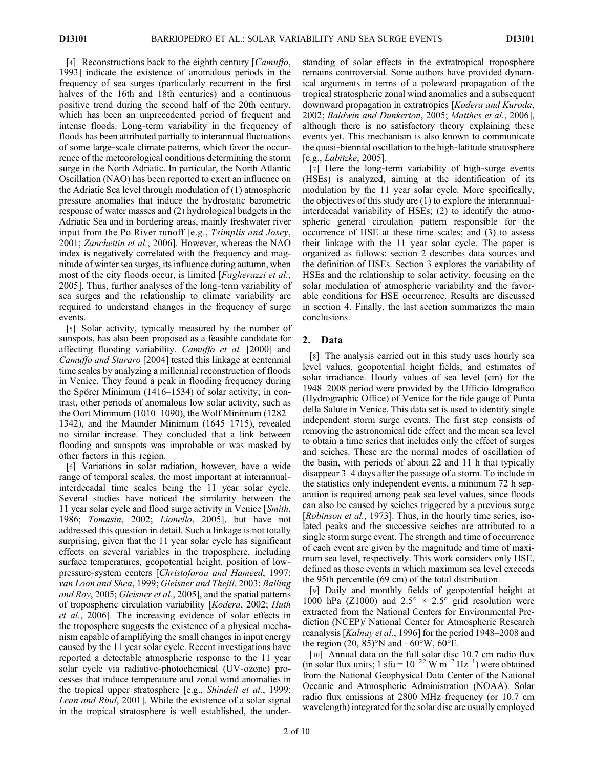[4] Reconstructions back to the eighth century [*Camuffo*, 1993] indicate the existence of anomalous periods in the frequency of sea surges (particularly recurrent in the first halves of the 16th and 18th centuries) and a continuous positive trend during the second half of the 20th century, which has been an unprecedented period of frequent and intense floods. Long-term variability in the frequency of floods has been attributed partially to interannual fluctuations of some large-scale climate patterns, which favor the occurrence of the meteorological conditions determining the storm surge in the North Adriatic. In particular, the North Atlantic Oscillation (NAO) has been reported to exert an influence on the Adriatic Sea level through modulation of (1) atmospheric pressure anomalies that induce the hydrostatic barometric response of water masses and (2) hydrological budgets in the Adriatic Sea and in bordering areas, mainly freshwater river input from the Po River runoff [e.g., *Tsimplis and Josey*, 2001; *Zanchettin et al.*, 2006]. However, whereas the NAO index is negatively correlated with the frequency and magnitude of winter sea surges, its influence during autumn, when most of the city floods occur, is limited [*Fagherazzi et al.*, 2005]. Thus, further analyses of the long-term variability of sea surges and the relationship to climate variability are required to understand changes in the frequency of surge events.

[5] Solar activity, typically measured by the number of sunspots, has also been proposed as a feasible candidate for affecting flooding variability. *Camuffo et al.* [2000] and *Camuffo and Sturaro* [2004] tested this linkage at centennial time scales by analyzing a millennial reconstruction of floods in Venice. They found a peak in flooding frequency during the Spörer Minimum (1416–1534) of solar activity; in contrast, other periods of anomalous low solar activity, such as the Oort Minimum (1010–1090), the Wolf Minimum (1282–1342), and the Maunder Minimum (1645–1715), revealed no similar increase. They concluded that a link between flooding and sunspots was improbable or was masked by other factors in this region.

[6] Variations in solar radiation, however, have a wide range of temporal scales, the most important at interannual-interdecadal time scales being the 11 year solar cycle. Several studies have noticed the similarity between the 11 year solar cycle and flood surge activity in Venice [*Smith*, 1986; *Tomasin*, 2002; *Lionello*, 2005], but have not addressed this question in detail. Such a linkage is not totally surprising, given that the 11 year solar cycle has significant effects on several variables in the troposphere, including surface temperatures, geopotential height, position of low-pressure-system centers [*Christoforou and Hameed*, 1997; *van Loon and Shea*, 1999; *Gleisner and Thejll*, 2003; *Balling and Roy*, 2005; *Gleisner et al.*, 2005], and the spatial patterns of tropospheric circulation variability [*Kodera*, 2002; *Huth et al.*, 2006]. The increasing evidence of solar effects in the troposphere suggests the existence of a physical mechanism capable of amplifying the small changes in input energy caused by the 11 year solar cycle. Recent investigations have reported a detectable atmospheric response to the 11 year solar cycle via radiative-photochemical (UV-ozone) processes that induce temperature and zonal wind anomalies in the tropical upper stratosphere [e.g., *Shindell et al.*, 1999; *Lean and Rind*, 2001]. While the existence of a solar signal in the tropical stratosphere is well established, the understanding of solar effects in the extratropical troposphere remains controversial. Some authors have provided dynamical arguments in terms of a poleward propagation of the tropical stratospheric zonal wind anomalies and a subsequent downward propagation in extratropics [*Kodera and Kuroda*, 2002; *Baldwin and Dunkerton*, 2005; *Matthes et al.*, 2006], although there is no satisfactory theory explaining these events yet. This mechanism is also known to communicate the quasi-biennial oscillation to the high-latitude stratosphere [e.g., *Labitzke*, 2005].

[7] Here the long-term variability of high-surge events (HSEs) is analyzed, aiming at the identification of its modulation by the 11 year solar cycle. More specifically, the objectives of this study are (1) to explore the interannual-interdecadal variability of HSEs; (2) to identify the atmospheric general circulation pattern responsible for the occurrence of HSE at these time scales; and (3) to assess their linkage with the 11 year solar cycle. The paper is organized as follows: section 2 describes data sources and the definition of HSEs. Section 3 explores the variability of HSEs and the relationship to solar activity, focusing on the solar modulation of atmospheric variability and the favorable conditions for HSE occurrence. Results are discussed in section 4. Finally, the last section summarizes the main conclusions.

## 2. Data

[8] The analysis carried out in this study uses hourly sea level values, geopotential height fields, and estimates of solar irradiance. Hourly values of sea level (cm) for the 1948–2008 period were provided by the Ufficio Idrografico (Hydrographic Office) of Venice for the tide gauge of Punta della Salute in Venice. This data set is used to identify single independent storm surge events. The first step consists of removing the astronomical tide effect and the mean sea level to obtain a time series that includes only the effect of surges and seiches. These are the normal modes of oscillation of the basin, with periods of about 22 and 11 h that typically disappear 3–4 days after the passage of a storm. To include in the statistics only independent events, a minimum 72 h separation is required among peak sea level values, since floods can also be caused by seiches triggered by a previous surge [*Robinson et al.*, 1973]. Thus, in the hourly time series, isolated peaks and the successive seiches are attributed to a single storm surge event. The strength and time of occurrence of each event are given by the magnitude and time of maximum sea level, respectively. This work considers only HSE, defined as those events in which maximum sea level exceeds the 95th percentile (69 cm) of the total distribution.

[9] Daily and monthly fields of geopotential height at 1000 hPa (Z1000) and $2.5° \times 2.5°$ grid resolution were extracted from the National Centers for Environmental Prediction (NCEP)/ National Center for Atmospheric Research reanalysis [*Kalnay et al.*, 1996] for the period 1948–2008 and the region (20, 85)°N and −60°W, 60°E.

[10] Annual data on the full solar disc 10.7 cm radio flux (in solar flux units; 1 sfu = $10^{-22}$ W m$^{-2}$ Hz$^{-1}$) were obtained from the National Geophysical Data Center of the National Oceanic and Atmospheric Administration (NOAA). Solar radio flux emissions at 2800 MHz frequency (or 10.7 cm wavelength) integrated for the solar disc are usually employed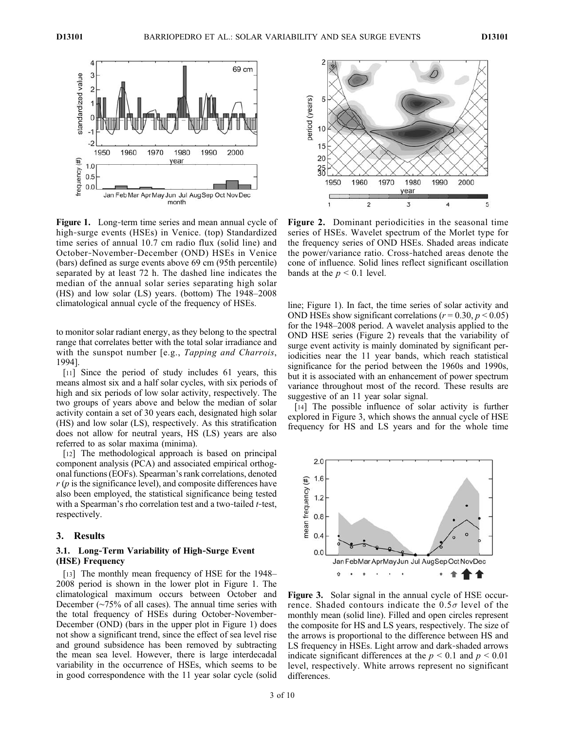**Figure 1.** Long-term time series and mean annual cycle of high-surge events (HSEs) in Venice. (top) Standardized time series of annual 10.7 cm radio flux (solid line) and October-November-December (OND) HSEs in Venice (bars) defined as surge events above 69 cm (95th percentile) separated by at least 72 h. The dashed line indicates the median of the annual solar series separating high solar (HS) and low solar (LS) years. (bottom) The 1948–2008 climatological annual cycle of the frequency of HSEs.

**Figure 2.** Dominant periodicities in the seasonal time series of HSEs. Wavelet spectrum of the Morlet type for the frequency series of OND HSEs. Shaded areas indicate the power/variance ratio. Cross-hatched areas denote the cone of influence. Solid lines reflect significant oscillation bands at the $p < 0.1$ level.

to monitor solar radiant energy, as they belong to the spectral range that correlates better with the total solar irradiance and with the sunspot number [e.g., *Tapping and Charrois*, 1994].

[11] Since the period of study includes 61 years, this means almost six and a half solar cycles, with six periods of high and six periods of low solar activity, respectively. The two groups of years above and below the median of solar activity contain a set of 30 years each, designated high solar (HS) and low solar (LS), respectively. As this stratification does not allow for neutral years, HS (LS) years are also referred to as solar maxima (minima).

[12] The methodological approach is based on principal component analysis (PCA) and associated empirical orthogonal functions (EOFs). Spearman's rank correlations, denoted $r$ ($p$ is the significance level), and composite differences have also been employed, the statistical significance being tested with a Spearman's rho correlation test and a two-tailed $t$-test, respectively.

## 3. Results

### 3.1. Long-Term Variability of High-Surge Event (HSE) Frequency

[13] The monthly mean frequency of HSE for the 1948–2008 period is shown in the lower plot in Figure 1. The climatological maximum occurs between October and December (~75% of all cases). The annual time series with the total frequency of HSEs during October-November-December (OND) (bars in the upper plot in Figure 1) does not show a significant trend, since the effect of sea level rise and ground subsidence has been removed by subtracting the mean sea level. However, there is large interdecadal variability in the occurrence of HSEs, which seems to be in good correspondence with the 11 year solar cycle (solid line; Figure 1). In fact, the time series of solar activity and OND HSEs show significant correlations ($r = 0.30$, $p < 0.05$) for the 1948–2008 period. A wavelet analysis applied to the OND HSE series (Figure 2) reveals that the variability of surge event activity is mainly dominated by significant periodicities near the 11 year bands, which reach statistical significance for the period between the 1960s and 1990s, but it is associated with an enhancement of power spectrum variance throughout most of the record. These results are suggestive of an 11 year solar signal.

[14] The possible influence of solar activity is further explored in Figure 3, which shows the annual cycle of HSE frequency for HS and LS years and for the whole time

**Figure 3.** Solar signal in the annual cycle of HSE occurrence. Shaded contours indicate the $0.5\sigma$ level of the monthly mean (solid line). Filled and open circles represent the composite for HS and LS years, respectively. The size of the arrows is proportional to the difference between HS and LS frequency in HSEs. Light arrow and dark-shaded arrows indicate significant differences at the $p < 0.1$ and $p < 0.01$ level, respectively. White arrows represent no significant differences.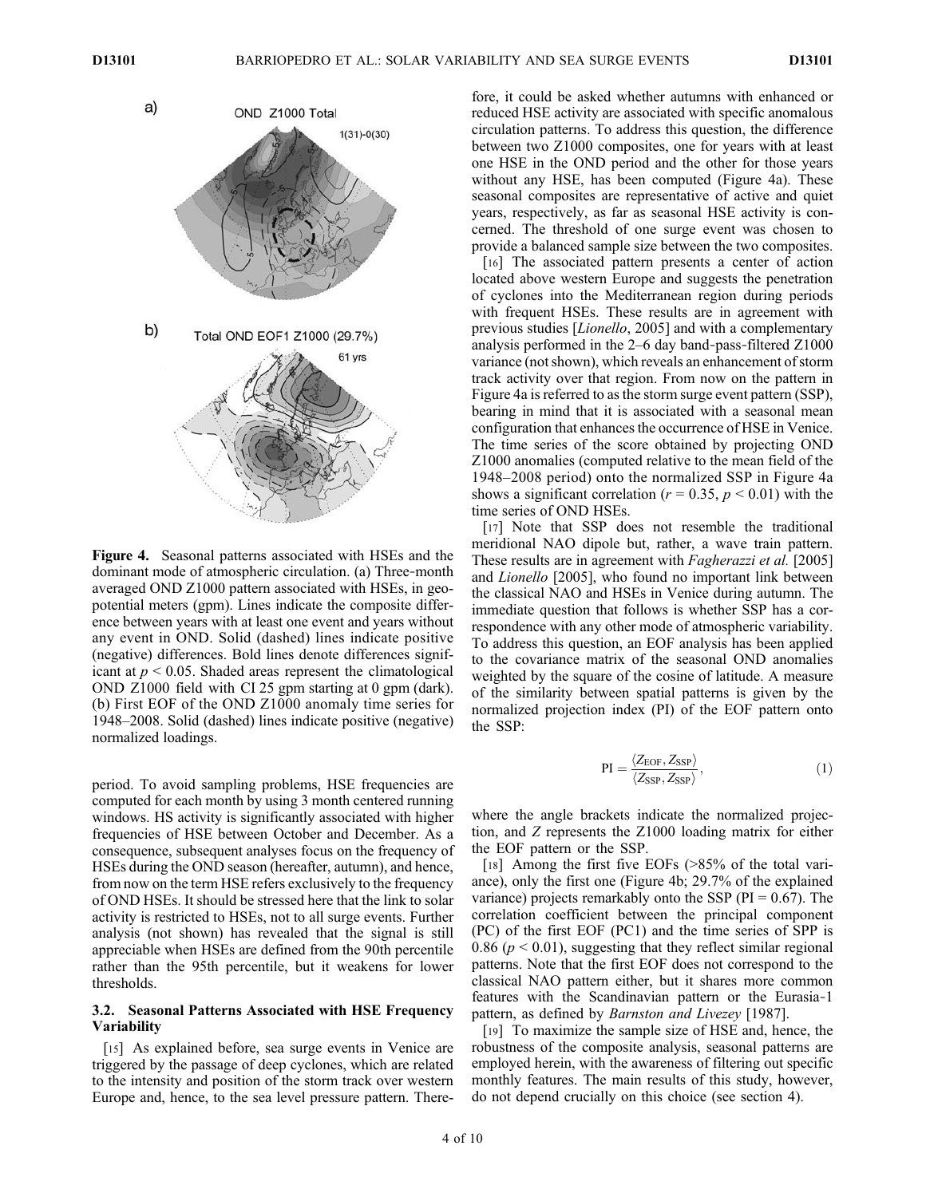Figure 4. Seasonal patterns associated with HSEs and the dominant mode of atmospheric circulation. (a) Three-month averaged OND Z1000 pattern associated with HSEs, in geopotential meters (gpm). Lines indicate the composite difference between years with at least one event and years without any event in OND. Solid (dashed) lines indicate positive (negative) differences. Bold lines denote differences significant at $p < 0.05$. Shaded areas represent the climatological OND Z1000 field with CI 25 gpm starting at 0 gpm (dark). (b) First EOF of the OND Z1000 anomaly time series for 1948–2008. Solid (dashed) lines indicate positive (negative) normalized loadings.

period. To avoid sampling problems, HSE frequencies are computed for each month by using 3 month centered running windows. HS activity is significantly associated with higher frequencies of HSE between October and December. As a consequence, subsequent analyses focus on the frequency of HSEs during the OND season (hereafter, autumn), and hence, from now on the term HSE refers exclusively to the frequency of OND HSEs. It should be stressed here that the link to solar activity is restricted to HSEs, not to all surge events. Further analysis (not shown) has revealed that the signal is still appreciable when HSEs are defined from the 90th percentile rather than the 95th percentile, but it weakens for lower thresholds.

### 3.2. Seasonal Patterns Associated with HSE Frequency Variability

[15] As explained before, sea surge events in Venice are triggered by the passage of deep cyclones, which are related to the intensity and position of the storm track over western Europe and, hence, to the sea level pressure pattern. Therefore, it could be asked whether autumns with enhanced or reduced HSE activity are associated with specific anomalous circulation patterns. To address this question, the difference between two Z1000 composites, one for years with at least one HSE in the OND period and the other for those years without any HSE, has been computed (Figure 4a). These seasonal composites are representative of active and quiet years, respectively, as far as seasonal HSE activity is concerned. The threshold of one surge event was chosen to provide a balanced sample size between the two composites.

[16] The associated pattern presents a center of action located above western Europe and suggests the penetration of cyclones into the Mediterranean region during periods with frequent HSEs. These results are in agreement with previous studies [*Lionello*, 2005] and with a complementary analysis performed in the 2–6 day band-pass-filtered Z1000 variance (not shown), which reveals an enhancement of storm track activity over that region. From now on the pattern in Figure 4a is referred to as the storm surge event pattern (SSP), bearing in mind that it is associated with a seasonal mean configuration that enhances the occurrence of HSE in Venice. The time series of the score obtained by projecting OND Z1000 anomalies (computed relative to the mean field of the 1948–2008 period) onto the normalized SSP in Figure 4a shows a significant correlation ($r = 0.35$, $p < 0.01$) with the time series of OND HSEs.

[17] Note that SSP does not resemble the traditional meridional NAO dipole but, rather, a wave train pattern. These results are in agreement with *Fagherazzi et al.* [2005] and *Lionello* [2005], who found no important link between the classical NAO and HSEs in Venice during autumn. The immediate question that follows is whether SSP has a correspondence with any other mode of atmospheric variability. To address this question, an EOF analysis has been applied to the covariance matrix of the seasonal OND anomalies weighted by the square of the cosine of latitude. A measure of the similarity between spatial patterns is given by the normalized projection index (PI) of the EOF pattern onto the SSP:

$$\mathrm{PI} = \frac{\langle Z_{\mathrm{EOF}}, Z_{\mathrm{SSP}} \rangle}{\langle Z_{\mathrm{SSP}}, Z_{\mathrm{SSP}} \rangle}, \tag{1}$$

where the angle brackets indicate the normalized projection, and $Z$ represents the Z1000 loading matrix for either the EOF pattern or the SSP.

[18] Among the first five EOFs (>85% of the total variance), only the first one (Figure 4b; 29.7% of the explained variance) projects remarkably onto the SSP (PI = 0.67). The correlation coefficient between the principal component (PC) of the first EOF (PC1) and the time series of SPP is 0.86 ($p < 0.01$), suggesting that they reflect similar regional patterns. Note that the first EOF does not correspond to the classical NAO pattern either, but it shares more common features with the Scandinavian pattern or the Eurasia-1 pattern, as defined by *Barnston and Livezey* [1987].

[19] To maximize the sample size of HSE and, hence, the robustness of the composite analysis, seasonal patterns are employed herein, with the awareness of filtering out specific monthly features. The main results of this study, however, do not depend crucially on this choice (see section 4).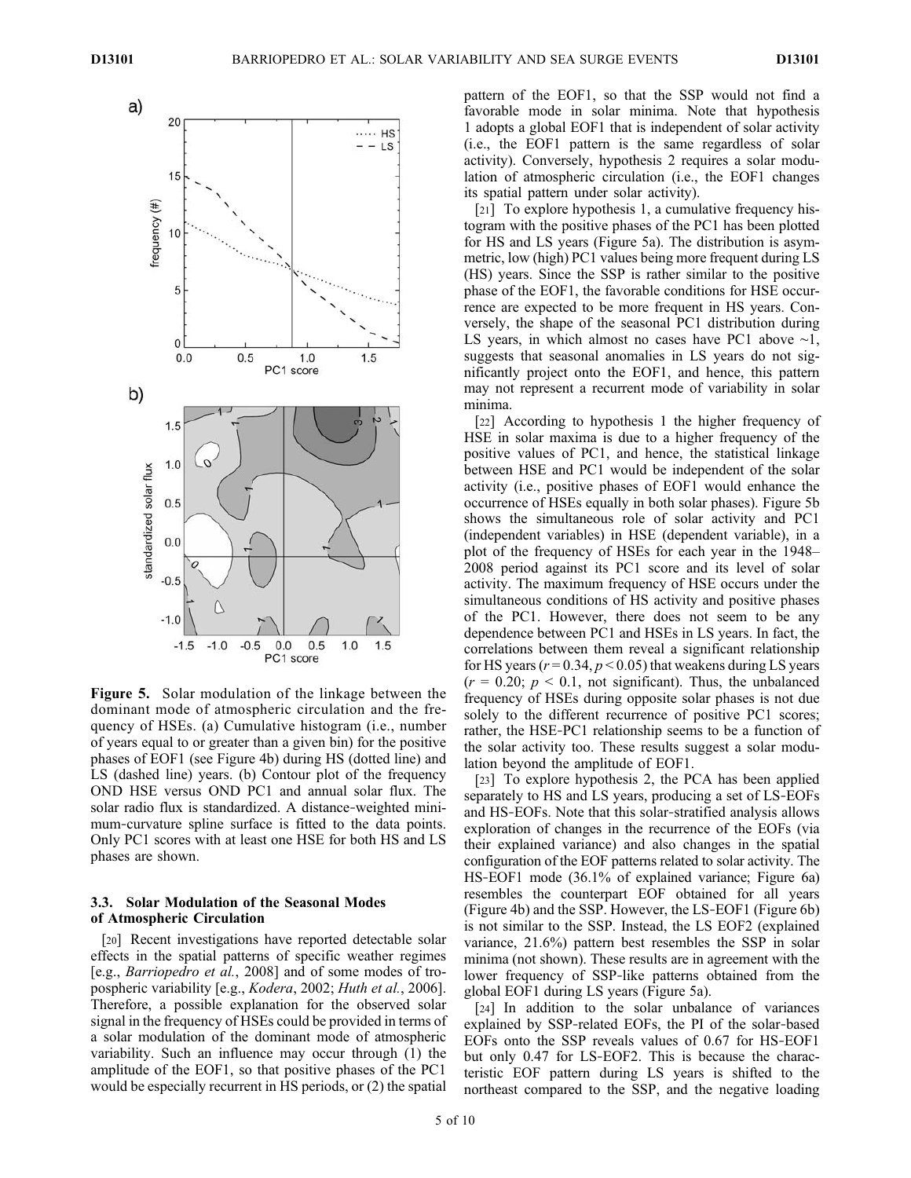**Figure 5.** Solar modulation of the linkage between the dominant mode of atmospheric circulation and the frequency of HSEs. (a) Cumulative histogram (i.e., number of years equal to or greater than a given bin) for the positive phases of EOF1 (see Figure 4b) during HS (dotted line) and LS (dashed line) years. (b) Contour plot of the frequency OND HSE versus OND PC1 and annual solar flux. The solar radio flux is standardized. A distance-weighted minimum-curvature spline surface is fitted to the data points. Only PC1 scores with at least one HSE for both HS and LS phases are shown.

### 3.3. Solar Modulation of the Seasonal Modes of Atmospheric Circulation

[20] Recent investigations have reported detectable solar effects in the spatial patterns of specific weather regimes [e.g., *Barriopedro et al.*, 2008] and of some modes of tropospheric variability [e.g., *Kodera*, 2002; *Huth et al.*, 2006]. Therefore, a possible explanation for the observed solar signal in the frequency of HSEs could be provided in terms of a solar modulation of the dominant mode of atmospheric variability. Such an influence may occur through (1) the amplitude of the EOF1, so that positive phases of the PC1 would be especially recurrent in HS periods, or (2) the spatial pattern of the EOF1, so that the SSP would not find a favorable mode in solar minima. Note that hypothesis 1 adopts a global EOF1 that is independent of solar activity (i.e., the EOF1 pattern is the same regardless of solar activity). Conversely, hypothesis 2 requires a solar modulation of atmospheric circulation (i.e., the EOF1 changes its spatial pattern under solar activity).

[21] To explore hypothesis 1, a cumulative frequency histogram with the positive phases of the PC1 has been plotted for HS and LS years (Figure 5a). The distribution is asymmetric, low (high) PC1 values being more frequent during LS (HS) years. Since the SSP is rather similar to the positive phase of the EOF1, the favorable conditions for HSE occurrence are expected to be more frequent in HS years. Conversely, the shape of the seasonal PC1 distribution during LS years, in which almost no cases have PC1 above ~1, suggests that seasonal anomalies in LS years do not significantly project onto the EOF1, and hence, this pattern may not represent a recurrent mode of variability in solar minima.

[22] According to hypothesis 1 the higher frequency of HSE in solar maxima is due to a higher frequency of the positive values of PC1, and hence, the statistical linkage between HSE and PC1 would be independent of the solar activity (i.e., positive phases of EOF1 would enhance the occurrence of HSEs equally in both solar phases). Figure 5b shows the simultaneous role of solar activity and PC1 (independent variables) in HSE (dependent variable), in a plot of the frequency of HSEs for each year in the 1948–2008 period against its PC1 score and its level of solar activity. The maximum frequency of HSE occurs under the simultaneous conditions of HS activity and positive phases of the PC1. However, there does not seem to be any dependence between PC1 and HSEs in LS years. In fact, the correlations between them reveal a significant relationship for HS years ($r = 0.34$, $p < 0.05$) that weakens during LS years ($r = 0.20$; $p < 0.1$, not significant). Thus, the unbalanced frequency of HSEs during opposite solar phases is not due solely to the different recurrence of positive PC1 scores; rather, the HSE-PC1 relationship seems to be a function of the solar activity too. These results suggest a solar modulation beyond the amplitude of EOF1.

[23] To explore hypothesis 2, the PCA has been applied separately to HS and LS years, producing a set of LS-EOFs and HS-EOFs. Note that this solar-stratified analysis allows exploration of changes in the recurrence of the EOFs (via their explained variance) and also changes in the spatial configuration of the EOF patterns related to solar activity. The HS-EOF1 mode (36.1% of explained variance; Figure 6a) resembles the counterpart EOF obtained for all years (Figure 4b) and the SSP. However, the LS-EOF1 (Figure 6b) is not similar to the SSP. Instead, the LS EOF2 (explained variance, 21.6%) pattern best resembles the SSP in solar minima (not shown). These results are in agreement with the lower frequency of SSP-like patterns obtained from the global EOF1 during LS years (Figure 5a).

[24] In addition to the solar unbalance of variances explained by SSP-related EOFs, the PI of the solar-based EOFs onto the SSP reveals values of 0.67 for HS-EOF1 but only 0.47 for LS-EOF2. This is because the characteristic EOF pattern during LS years is shifted to the northeast compared to the SSP, and the negative loading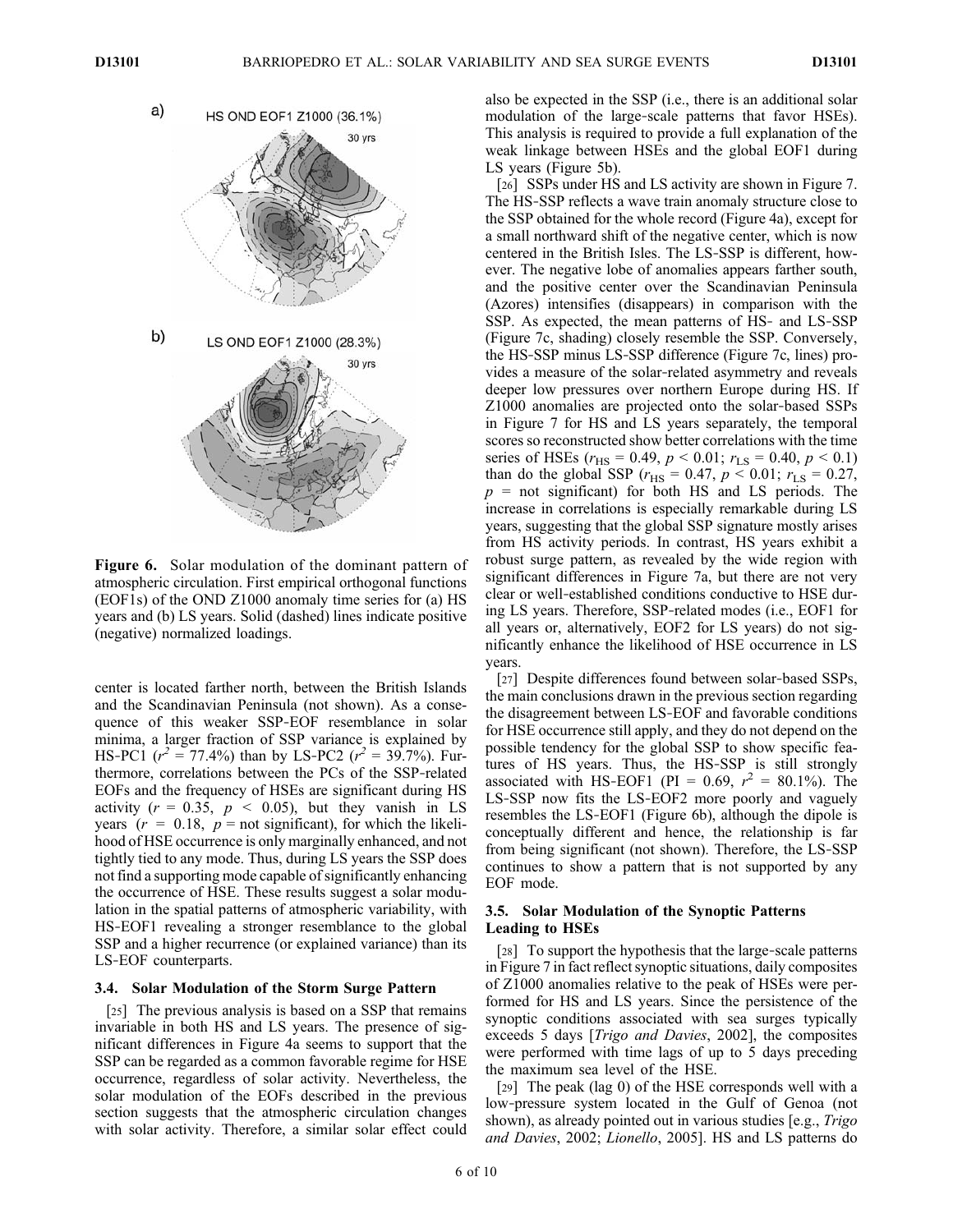Figure 6. Solar modulation of the dominant pattern of atmospheric circulation. First empirical orthogonal functions (EOF1s) of the OND Z1000 anomaly time series for (a) HS years and (b) LS years. Solid (dashed) lines indicate positive (negative) normalized loadings.

center is located farther north, between the British Islands and the Scandinavian Peninsula (not shown). As a consequence of this weaker SSP-EOF resemblance in solar minima, a larger fraction of SSP variance is explained by HS-PC1 ($r^2$ = 77.4%) than by LS-PC2 ($r^2$ = 39.7%). Furthermore, correlations between the PCs of the SSP-related EOFs and the frequency of HSEs are significant during HS activity ($r$ = 0.35, $p$ < 0.05), but they vanish in LS years ($r$ = 0.18, $p$ = not significant), for which the likelihood of HSE occurrence is only marginally enhanced, and not tightly tied to any mode. Thus, during LS years the SSP does not find a supporting mode capable of significantly enhancing the occurrence of HSE. These results suggest a solar modulation in the spatial patterns of atmospheric variability, with HS-EOF1 revealing a stronger resemblance to the global SSP and a higher recurrence (or explained variance) than its LS-EOF counterparts.

### 3.4. Solar Modulation of the Storm Surge Pattern

[25] The previous analysis is based on a SSP that remains invariable in both HS and LS years. The presence of significant differences in Figure 4a seems to support that the SSP can be regarded as a common favorable regime for HSE occurrence, regardless of solar activity. Nevertheless, the solar modulation of the EOFs described in the previous section suggests that the atmospheric circulation changes with solar activity. Therefore, a similar solar effect could also be expected in the SSP (i.e., there is an additional solar modulation of the large-scale patterns that favor HSEs). This analysis is required to provide a full explanation of the weak linkage between HSEs and the global EOF1 during LS years (Figure 5b).

[26] SSPs under HS and LS activity are shown in Figure 7. The HS-SSP reflects a wave train anomaly structure close to the SSP obtained for the whole record (Figure 4a), except for a small northward shift of the negative center, which is now centered in the British Isles. The LS-SSP is different, however. The negative lobe of anomalies appears farther south, and the positive center over the Scandinavian Peninsula (Azores) intensifies (disappears) in comparison with the SSP. As expected, the mean patterns of HS- and LS-SSP (Figure 7c, shading) closely resemble the SSP. Conversely, the HS-SSP minus LS-SSP difference (Figure 7c, lines) provides a measure of the solar-related asymmetry and reveals deeper low pressures over northern Europe during HS. If Z1000 anomalies are projected onto the solar-based SSPs in Figure 7 for HS and LS years separately, the temporal scores so reconstructed show better correlations with the time series of HSEs ($r_{HS}$ = 0.49, $p$ < 0.01; $r_{LS}$ = 0.40, $p$ < 0.1) than do the global SSP ($r_{HS}$ = 0.47, $p$ < 0.01; $r_{LS}$ = 0.27, $p$ = not significant) for both HS and LS periods. The increase in correlations is especially remarkable during LS years, suggesting that the global SSP signature mostly arises from HS activity periods. In contrast, HS years exhibit a robust surge pattern, as revealed by the wide region with significant differences in Figure 7a, but there are not very clear or well-established conditions conductive to HSE during LS years. Therefore, SSP-related modes (i.e., EOF1 for all years or, alternatively, EOF2 for LS years) do not significantly enhance the likelihood of HSE occurrence in LS years.

[27] Despite differences found between solar-based SSPs, the main conclusions drawn in the previous section regarding the disagreement between LS-EOF and favorable conditions for HSE occurrence still apply, and they do not depend on the possible tendency for the global SSP to show specific features of HS years. Thus, the HS-SSP is still strongly associated with HS-EOF1 (PI = 0.69, $r^2$ = 80.1%). The LS-SSP now fits the LS-EOF2 more poorly and vaguely resembles the LS-EOF1 (Figure 6b), although the dipole is conceptually different and hence, the relationship is far from being significant (not shown). Therefore, the LS-SSP continues to show a pattern that is not supported by any EOF mode.

### 3.5. Solar Modulation of the Synoptic Patterns Leading to HSEs

[28] To support the hypothesis that the large-scale patterns in Figure 7 in fact reflect synoptic situations, daily composites of Z1000 anomalies relative to the peak of HSEs were performed for HS and LS years. Since the persistence of the synoptic conditions associated with sea surges typically exceeds 5 days [*Trigo and Davies*, 2002], the composites were performed with time lags of up to 5 days preceding the maximum sea level of the HSE.

[29] The peak (lag 0) of the HSE corresponds well with a low-pressure system located in the Gulf of Genoa (not shown), as already pointed out in various studies [e.g., *Trigo and Davies*, 2002; *Lionello*, 2005]. HS and LS patterns do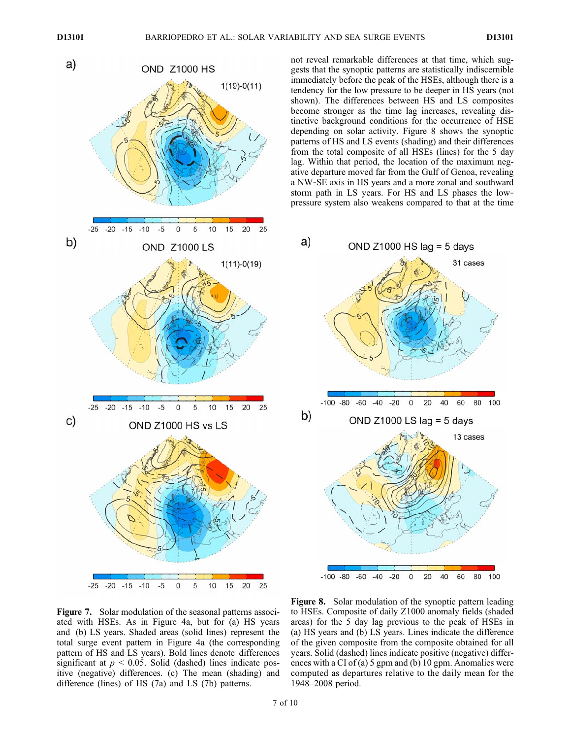not reveal remarkable differences at that time, which suggests that the synoptic patterns are statistically indiscernible immediately before the peak of the HSEs, although there is a tendency for the low pressure to be deeper in HS years (not shown). The differences between HS and LS composites become stronger as the time lag increases, revealing distinctive background conditions for the occurrence of HSE depending on solar activity. Figure 8 shows the synoptic patterns of HS and LS events (shading) and their differences from the total composite of all HSEs (lines) for the 5 day lag. Within that period, the location of the maximum negative departure moved far from the Gulf of Genoa, revealing a NW-SE axis in HS years and a more zonal and southward storm path in LS years. For HS and LS phases the low-pressure system also weakens compared to that at the time

**Figure 7.** Solar modulation of the seasonal patterns associated with HSEs. As in Figure 4a, but for (a) HS years and (b) LS years. Shaded areas (solid lines) represent the total surge event pattern in Figure 4a (the corresponding pattern of HS and LS years). Bold lines denote differences significant at $p < 0.05$. Solid (dashed) lines indicate positive (negative) differences. (c) The mean (shading) and difference (lines) of HS (7a) and LS (7b) patterns.

**Figure 8.** Solar modulation of the synoptic pattern leading to HSEs. Composite of daily Z1000 anomaly fields (shaded areas) for the 5 day lag previous to the peak of HSEs in (a) HS years and (b) LS years. Lines indicate the difference of the given composite from the composite obtained for all years. Solid (dashed) lines indicate positive (negative) differences with a CI of (a) 5 gpm and (b) 10 gpm. Anomalies were computed as departures relative to the daily mean for the 1948–2008 period.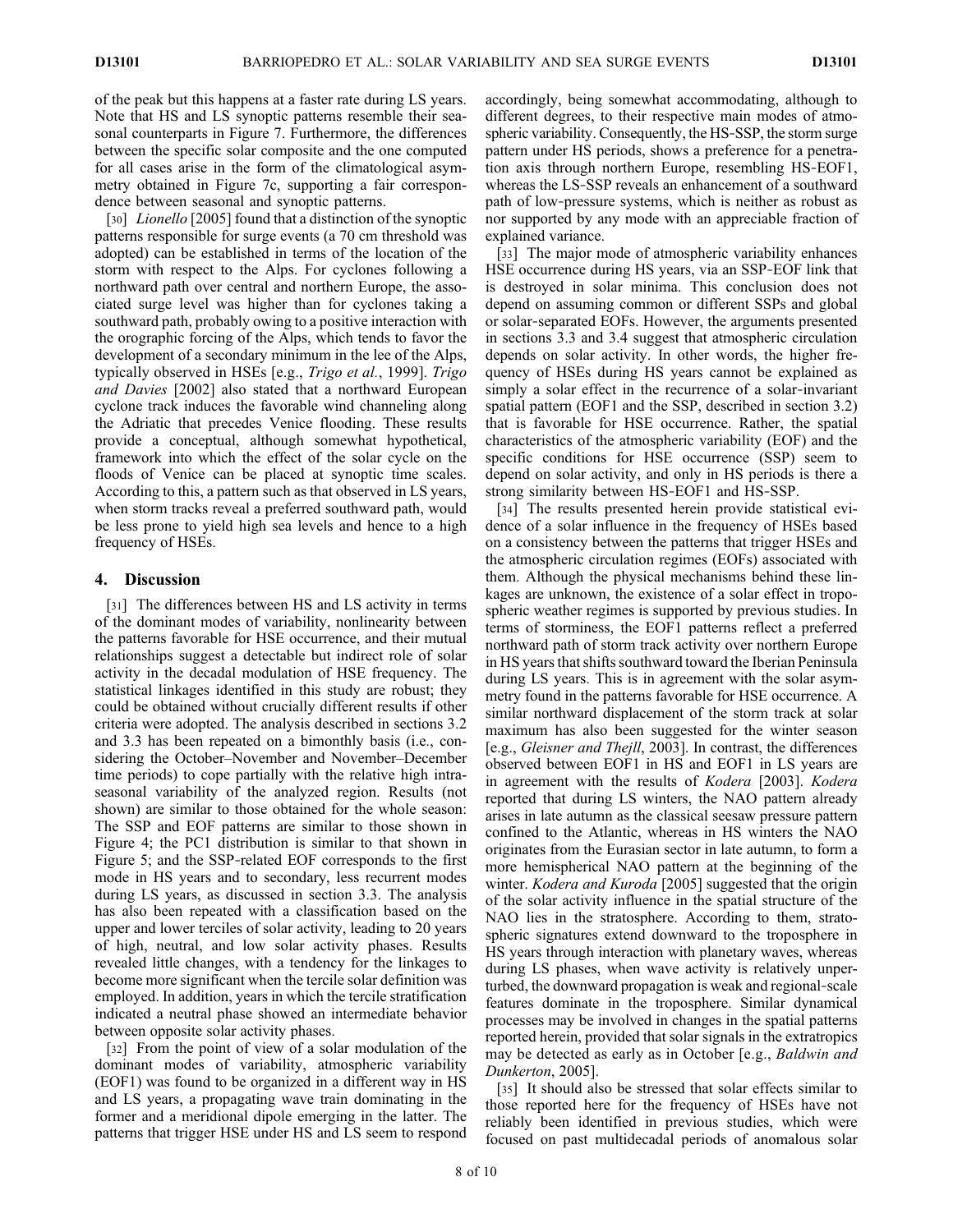of the peak but this happens at a faster rate during LS years. Note that HS and LS synoptic patterns resemble their seasonal counterparts in Figure 7. Furthermore, the differences between the specific solar composite and the one computed for all cases arise in the form of the climatological asymmetry obtained in Figure 7c, supporting a fair correspondence between seasonal and synoptic patterns.

[30] *Lionello* [2005] found that a distinction of the synoptic patterns responsible for surge events (a 70 cm threshold was adopted) can be established in terms of the location of the storm with respect to the Alps. For cyclones following a northward path over central and northern Europe, the associated surge level was higher than for cyclones taking a southward path, probably owing to a positive interaction with the orographic forcing of the Alps, which tends to favor the development of a secondary minimum in the lee of the Alps, typically observed in HSEs [e.g., *Trigo et al.*, 1999]. *Trigo and Davies* [2002] also stated that a northward European cyclone track induces the favorable wind channeling along the Adriatic that precedes Venice flooding. These results provide a conceptual, although somewhat hypothetical, framework into which the effect of the solar cycle on the floods of Venice can be placed at synoptic time scales. According to this, a pattern such as that observed in LS years, when storm tracks reveal a preferred southward path, would be less prone to yield high sea levels and hence to a high frequency of HSEs.

## 4. Discussion

[31] The differences between HS and LS activity in terms of the dominant modes of variability, nonlinearity between the patterns favorable for HSE occurrence, and their mutual relationships suggest a detectable but indirect role of solar activity in the decadal modulation of HSE frequency. The statistical linkages identified in this study are robust; they could be obtained without crucially different results if other criteria were adopted. The analysis described in sections 3.2 and 3.3 has been repeated on a bimonthly basis (i.e., considering the October–November and November–December time periods) to cope partially with the relative high intraseasonal variability of the analyzed region. Results (not shown) are similar to those obtained for the whole season: The SSP and EOF patterns are similar to those shown in Figure 4; the PC1 distribution is similar to that shown in Figure 5; and the SSP-related EOF corresponds to the first mode in HS years and to secondary, less recurrent modes during LS years, as discussed in section 3.3. The analysis has also been repeated with a classification based on the upper and lower terciles of solar activity, leading to 20 years of high, neutral, and low solar activity phases. Results revealed little changes, with a tendency for the linkages to become more significant when the tercile solar definition was employed. In addition, years in which the tercile stratification indicated a neutral phase showed an intermediate behavior between opposite solar activity phases.

[32] From the point of view of a solar modulation of the dominant modes of variability, atmospheric variability (EOF1) was found to be organized in a different way in HS and LS years, a propagating wave train dominating in the former and a meridional dipole emerging in the latter. The patterns that trigger HSE under HS and LS seem to respond accordingly, being somewhat accommodating, although to different degrees, to their respective main modes of atmospheric variability. Consequently, the HS-SSP, the storm surge pattern under HS periods, shows a preference for a penetration axis through northern Europe, resembling HS-EOF1, whereas the LS-SSP reveals an enhancement of a southward path of low-pressure systems, which is neither as robust as nor supported by any mode with an appreciable fraction of explained variance.

[33] The major mode of atmospheric variability enhances HSE occurrence during HS years, via an SSP-EOF link that is destroyed in solar minima. This conclusion does not depend on assuming common or different SSPs and global or solar-separated EOFs. However, the arguments presented in sections 3.3 and 3.4 suggest that atmospheric circulation depends on solar activity. In other words, the higher frequency of HSEs during HS years cannot be explained as simply a solar effect in the recurrence of a solar-invariant spatial pattern (EOF1 and the SSP, described in section 3.2) that is favorable for HSE occurrence. Rather, the spatial characteristics of the atmospheric variability (EOF) and the specific conditions for HSE occurrence (SSP) seem to depend on solar activity, and only in HS periods is there a strong similarity between HS-EOF1 and HS-SSP.

[34] The results presented herein provide statistical evidence of a solar influence in the frequency of HSEs based on a consistency between the patterns that trigger HSEs and the atmospheric circulation regimes (EOFs) associated with them. Although the physical mechanisms behind these linkages are unknown, the existence of a solar effect in tropospheric weather regimes is supported by previous studies. In terms of storminess, the EOF1 patterns reflect a preferred northward path of storm track activity over northern Europe in HS years that shifts southward toward the Iberian Peninsula during LS years. This is in agreement with the solar asymmetry found in the patterns favorable for HSE occurrence. A similar northward displacement of the storm track at solar maximum has also been suggested for the winter season [e.g., *Gleisner and Thejll*, 2003]. In contrast, the differences observed between EOF1 in HS and EOF1 in LS years are in agreement with the results of *Kodera* [2003]. *Kodera* reported that during LS winters, the NAO pattern already arises in late autumn as the classical seesaw pressure pattern confined to the Atlantic, whereas in HS winters the NAO originates from the Eurasian sector in late autumn, to form a more hemispherical NAO pattern at the beginning of the winter. *Kodera and Kuroda* [2005] suggested that the origin of the solar activity influence in the spatial structure of the NAO lies in the stratosphere. According to them, stratospheric signatures extend downward to the troposphere in HS years through interaction with planetary waves, whereas during LS phases, when wave activity is relatively unperturbed, the downward propagation is weak and regional-scale features dominate in the troposphere. Similar dynamical processes may be involved in changes in the spatial patterns reported herein, provided that solar signals in the extratropics may be detected as early as in October [e.g., *Baldwin and Dunkerton*, 2005].

[35] It should also be stressed that solar effects similar to those reported here for the frequency of HSEs have not reliably been identified in previous studies, which were focused on past multidecadal periods of anomalous solar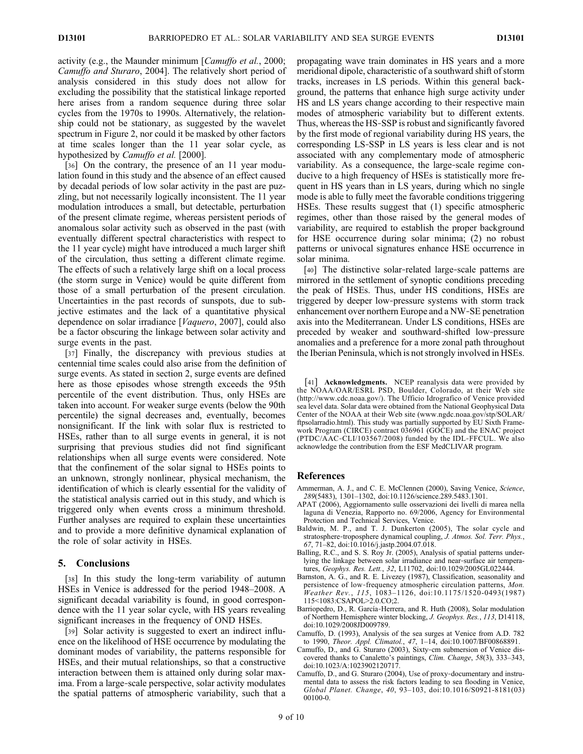activity (e.g., the Maunder minimum [*Camuffo et al.*, 2000; *Camuffo and Sturaro*, 2004]. The relatively short period of analysis considered in this study does not allow for excluding the possibility that the statistical linkage reported here arises from a random sequence during three solar cycles from the 1970s to 1990s. Alternatively, the relationship could not be stationary, as suggested by the wavelet spectrum in Figure 2, nor could it be masked by other factors at time scales longer than the 11 year solar cycle, as hypothesized by *Camuffo et al.* [2000].

[36] On the contrary, the presence of an 11 year modulation found in this study and the absence of an effect caused by decadal periods of low solar activity in the past are puzzling, but not necessarily logically inconsistent. The 11 year modulation introduces a small, but detectable, perturbation of the present climate regime, whereas persistent periods of anomalous solar activity such as observed in the past (with eventually different spectral characteristics with respect to the 11 year cycle) might have introduced a much larger shift of the circulation, thus setting a different climate regime. The effects of such a relatively large shift on a local process (the storm surge in Venice) would be quite different from those of a small perturbation of the present circulation. Uncertainties in the past records of sunspots, due to subjective estimates and the lack of a quantitative physical dependence on solar irradiance [*Vaquero*, 2007], could also be a factor obscuring the linkage between solar activity and surge events in the past.

[37] Finally, the discrepancy with previous studies at centennial time scales could also arise from the definition of surge events. As stated in section 2, surge events are defined here as those episodes whose strength exceeds the 95th percentile of the event distribution. Thus, only HSEs are taken into account. For weaker surge events (below the 90th percentile) the signal decreases and, eventually, becomes nonsignificant. If the link with solar flux is restricted to HSEs, rather than to all surge events in general, it is not surprising that previous studies did not find significant relationships when all surge events were considered. Note that the confinement of the solar signal to HSEs points to an unknown, strongly nonlinear, physical mechanism, the identification of which is clearly essential for the validity of the statistical analysis carried out in this study, and which is triggered only when events cross a minimum threshold. Further analyses are required to explain these uncertainties and to provide a more definitive dynamical explanation of the role of solar activity in HSEs.

## 5. Conclusions

[38] In this study the long-term variability of autumn HSEs in Venice is addressed for the period 1948–2008. A significant decadal variability is found, in good correspondence with the 11 year solar cycle, with HS years revealing significant increases in the frequency of OND HSEs.

[39] Solar activity is suggested to exert an indirect influence on the likelihood of HSE occurrence by modulating the dominant modes of variability, the patterns responsible for HSEs, and their mutual relationships, so that a constructive interaction between them is attained only during solar maxima. From a large-scale perspective, solar activity modulates the spatial patterns of atmospheric variability, such that a propagating wave train dominates in HS years and a more meridional dipole, characteristic of a southward shift of storm tracks, increases in LS periods. Within this general background, the patterns that enhance high surge activity under HS and LS years change according to their respective main modes of atmospheric variability but to different extents. Thus, whereas the HS-SSP is robust and significantly favored by the first mode of regional variability during HS years, the corresponding LS-SSP in LS years is less clear and is not associated with any complementary mode of atmospheric variability. As a consequence, the large-scale regime conducive to a high frequency of HSEs is statistically more frequent in HS years than in LS years, during which no single mode is able to fully meet the favorable conditions triggering HSEs. These results suggest that (1) specific atmospheric regimes, other than those raised by the general modes of variability, are required to establish the proper background for HSE occurrence during solar minima; (2) no robust patterns or univocal signatures enhance HSE occurrence in solar minima.

[40] The distinctive solar-related large-scale patterns are mirrored in the settlement of synoptic conditions preceding the peak of HSEs. Thus, under HS conditions, HSEs are triggered by deeper low-pressure systems with storm track enhancement over northern Europe and a NW-SE penetration axis into the Mediterranean. Under LS conditions, HSEs are preceded by weaker and southward-shifted low-pressure anomalies and a preference for a more zonal path throughout the Iberian Peninsula, which is not strongly involved in HSEs.

[41] **Acknowledgments.** NCEP reanalysis data were provided by the NOAA/OAR/ESRL PSD, Boulder, Colorado, at their Web site (http://www.cdc.noaa.gov/). The Ufficio Idrografico of Venice provided sea level data. Solar data were obtained from the National Geophysical Data Center of the NOAA at their Web site (www.ngdc.noaa.gov/stp/SOLAR/ftpsolarradio.html). This study was partially supported by EU Sixth Framework Program (CIRCE) contract 036961 (GOCE) and the ENAC project (PTDC/AAC-CLI/103567/2008) funded by the IDL-FFCUL. We also acknowledge the contribution from the ESF MedCLIVAR program.

## References

Ammerman, A. J., and C. E. McClennen (2000), Saving Venice, *Science*, *289*(5483), 1301–1302, doi:10.1126/science.289.5483.1301.

APAT (2006), Aggiornamento sulle osservazioni dei livelli di marea nella laguna di Venezia, Rapporto no. 69/2006, Agency for Environmental Protection and Technical Services, Venice.

Baldwin, M. P., and T. J. Dunkerton (2005), The solar cycle and stratosphere-troposphere dynamical coupling, *J. Atmos. Sol. Terr. Phys.*, *67*, 71–82, doi:10.1016/j.jastp.2004.07.018.

Balling, R.C., and S. S. Roy Jr. (2005), Analysis of spatial patterns underlying the linkage between solar irradiance and near-surface air temperatures, *Geophys. Res. Lett.*, *32*, L11702, doi:10.1029/2005GL022444.

Barnston, A. G., and R. E. Livezey (1987), Classification, seasonality and persistence of low-frequency atmospheric circulation patterns, *Mon. Weather Rev.*, *115*, 1083–1126, doi:10.1175/1520-0493(1987)115<1083:CSAPOL>2.0.CO;2.

Barriopedro, D., R. García-Herrera, and R. Huth (2008), Solar modulation of Northern Hemisphere winter blocking, *J. Geophys. Res.*, *113*, D14118, doi:10.1029/2008JD009789.

Camuffo, D. (1993), Analysis of the sea surges at Venice from A.D. 782 to 1990, *Theor. Appl. Climatol.*, *47*, 1–14, doi:10.1007/BF00868891.

Camuffo, D., and G. Sturaro (2003), Sixty-cm submersion of Venice discovered thanks to Canaletto's paintings, *Clim. Change*, *58*(3), 333–343, doi:10.1023/A:1023902120717.

Camuffo, D., and G. Sturaro (2004), Use of proxy-documentary and instrumental data to assess the risk factors leading to sea flooding in Venice, *Global Planet. Change*, *40*, 93–103, doi:10.1016/S0921-8181(03)00100-0.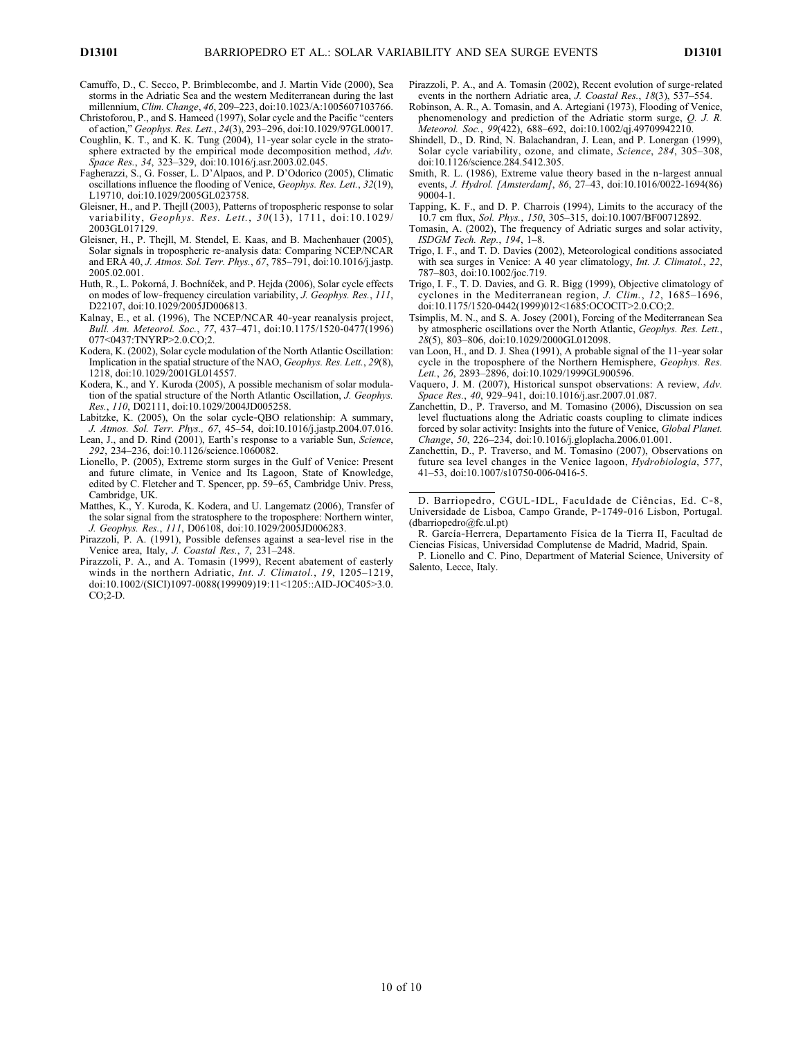Camuffo, D., C. Secco, P. Brimblecombe, and J. Martin Vide (2000), Sea storms in the Adriatic Sea and the western Mediterranean during the last millennium, *Clim. Change*, *46*, 209–223, doi:10.1023/A:1005607103766.

Christoforou, P., and S. Hameed (1997), Solar cycle and the Pacific "centers of action," *Geophys. Res. Lett.*, *24*(3), 293–296, doi:10.1029/97GL00017.

Coughlin, K. T., and K. K. Tung (2004), 11-year solar cycle in the stratosphere extracted by the empirical mode decomposition method, *Adv. Space Res.*, *34*, 323–329, doi:10.1016/j.asr.2003.02.045.

Fagherazzi, S., G. Fosser, L. D'Alpaos, and P. D'Odorico (2005), Climatic oscillations influence the flooding of Venice, *Geophys. Res. Lett.*, *32*(19), L19710, doi:10.1029/2005GL023758.

Gleisner, H., and P. Thejll (2003), Patterns of tropospheric response to solar variability, *Geophys. Res. Lett.*, *30*(13), 1711, doi:10.1029/2003GL017129.

Gleisner, H., P. Thejll, M. Stendel, E. Kaas, and B. Machenhauer (2005), Solar signals in tropospheric re-analysis data: Comparing NCEP/NCAR and ERA 40, *J. Atmos. Sol. Terr. Phys.*, *67*, 785–791, doi:10.1016/j.jastp.2005.02.001.

Huth, R., L. Pokorná, J. Bochníček, and P. Hejda (2006), Solar cycle effects on modes of low-frequency circulation variability, *J. Geophys. Res.*, *111*, D22107, doi:10.1029/2005JD006813.

Kalnay, E., et al. (1996), The NCEP/NCAR 40-year reanalysis project, *Bull. Am. Meteorol. Soc.*, *77*, 437–471, doi:10.1175/1520-0477(1996)077<0437:TNYRP>2.0.CO;2.

Kodera, K. (2002), Solar cycle modulation of the North Atlantic Oscillation: Implication in the spatial structure of the NAO, *Geophys. Res. Lett.*, *29*(8), 1218, doi:10.1029/2001GL014557.

Kodera, K., and Y. Kuroda (2005), A possible mechanism of solar modulation of the spatial structure of the North Atlantic Oscillation, *J. Geophys. Res.*, *110*, D02111, doi:10.1029/2004JD005258.

Labitzke, K. (2005), On the solar cycle-QBO relationship: A summary, *J. Atmos. Sol. Terr. Phys.*, *67*, 45–54, doi:10.1016/j.jastp.2004.07.016.

Lean, J., and D. Rind (2001), Earth's response to a variable Sun, *Science*, *292*, 234–236, doi:10.1126/science.1060082.

Lionello, P. (2005), Extreme storm surges in the Gulf of Venice: Present and future climate, in Venice and Its Lagoon, State of Knowledge, edited by C. Fletcher and T. Spencer, pp. 59–65, Cambridge Univ. Press, Cambridge, UK.

Matthes, K., Y. Kuroda, K. Kodera, and U. Langematz (2006), Transfer of the solar signal from the stratosphere to the troposphere: Northern winter, *J. Geophys. Res.*, *111*, D06108, doi:10.1029/2005JD006283.

Pirazzoli, P. A. (1991), Possible defenses against a sea-level rise in the Venice area, Italy, *J. Coastal Res.*, *7*, 231–248.

Pirazzoli, P. A., and A. Tomasin (1999), Recent abatement of easterly winds in the northern Adriatic, *Int. J. Climatol.*, *19*, 1205–1219, doi:10.1002/(SICI)1097-0088(199909)19:11<1205::AID-JOC405>3.0.CO;2-D.

Pirazzoli, P. A., and A. Tomasin (2002), Recent evolution of surge-related events in the northern Adriatic area, *J. Coastal Res.*, *18*(3), 537–554.

Robinson, A. R., A. Tomasin, and A. Artegiani (1973), Flooding of Venice, phenomenology and prediction of the Adriatic storm surge, *Q. J. R. Meteorol. Soc.*, *99*(422), 688–692, doi:10.1002/qj.49709942210.

Shindell, D., D. Rind, N. Balachandran, J. Lean, and P. Lonergan (1999), Solar cycle variability, ozone, and climate, *Science*, *284*, 305–308, doi:10.1126/science.284.5412.305.

Smith, R. L. (1986), Extreme value theory based in the n-largest annual events, *J. Hydrol. [Amsterdam]*, *86*, 27–43, doi:10.1016/0022-1694(86)90004-1.

Tapping, K. F., and D. P. Charrois (1994), Limits to the accuracy of the 10.7 cm flux, *Sol. Phys.*, *150*, 305–315, doi:10.1007/BF00712892.

Tomasin, A. (2002), The frequency of Adriatic surges and solar activity, *ISDGM Tech. Rep.*, *194*, 1–8.

Trigo, I. F., and T. D. Davies (2002), Meteorological conditions associated with sea surges in Venice: A 40 year climatology, *Int. J. Climatol.*, *22*, 787–803, doi:10.1002/joc.719.

Trigo, I. F., T. D. Davies, and G. R. Bigg (1999), Objective climatology of cyclones in the Mediterranean region, *J. Clim.*, *12*, 1685–1696, doi:10.1175/1520-0442(1999)012<1685:OCOCIT>2.0.CO;2.

Tsimplis, M. N., and S. A. Josey (2001), Forcing of the Mediterranean Sea by atmospheric oscillations over the North Atlantic, *Geophys. Res. Lett.*, *28*(5), 803–806, doi:10.1029/2000GL012098.

van Loon, H., and D. J. Shea (1991), A probable signal of the 11-year solar cycle in the troposphere of the Northern Hemisphere, *Geophys. Res. Lett.*, *26*, 2893–2896, doi:10.1029/1999GL900596.

Vaquero, J. M. (2007), Historical sunspot observations: A review, *Adv. Space Res.*, *40*, 929–941, doi:10.1016/j.asr.2007.01.087.

Zanchettin, D., P. Traverso, and M. Tomasino (2006), Discussion on sea level fluctuations along the Adriatic coasts coupling to climate indices forced by solar activity: Insights into the future of Venice, *Global Planet. Change*, *50*, 226–234, doi:10.1016/j.gloplacha.2006.01.001.

Zanchettin, D., P. Traverso, and M. Tomasino (2007), Observations on future sea level changes in the Venice lagoon, *Hydrobiologia*, *577*, 41–53, doi:10.1007/s10750-006-0416-5.

---

D. Barriopedro, CGUL-IDL, Faculdade de Ciências, Ed. C-8, Universidade de Lisboa, Campo Grande, P-1749-016 Lisbon, Portugal. (dbarriopedro@fc.ul.pt)

R. García-Herrera, Departamento Física de la Tierra II, Facultad de Ciencias Físicas, Universidad Complutense de Madrid, Madrid, Spain.

P. Lionello and C. Pino, Department of Material Science, University of Salento, Lecce, Italy.